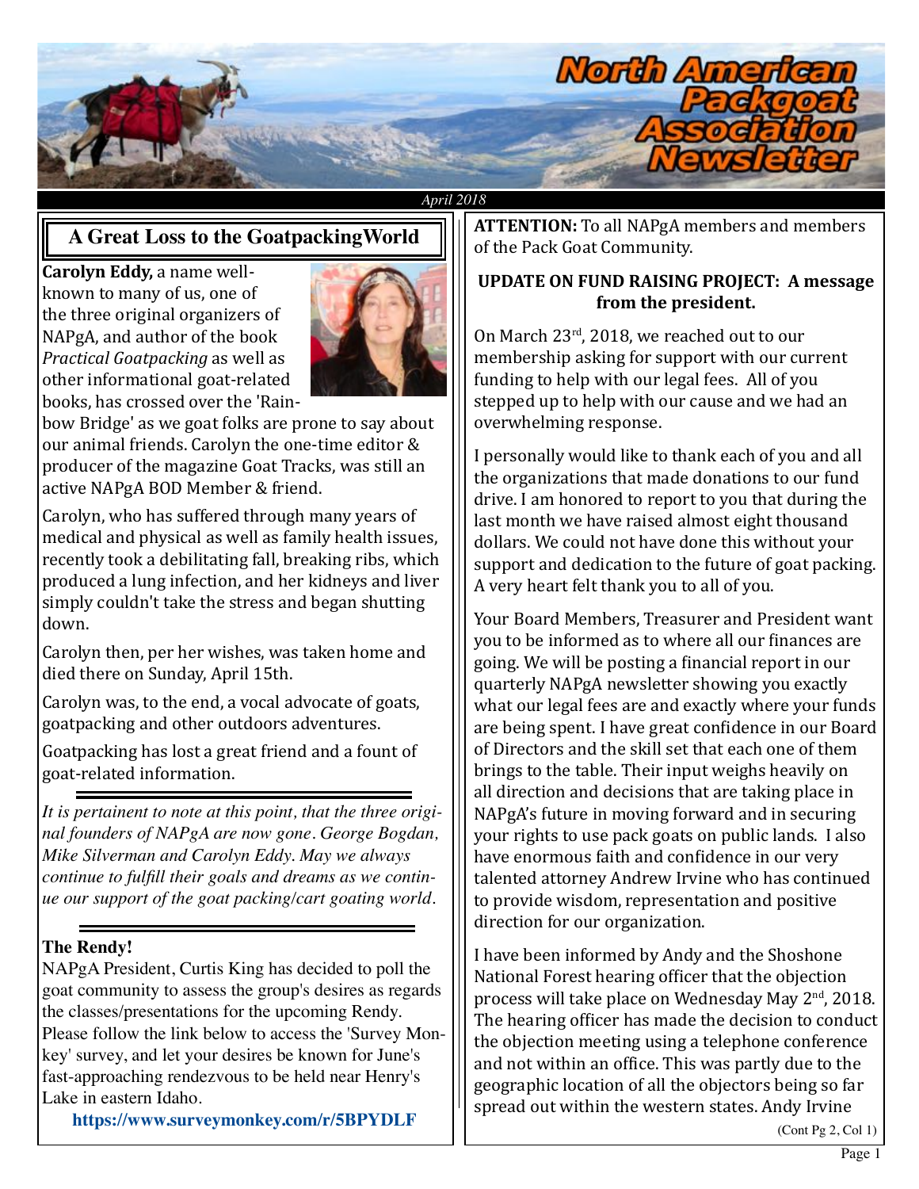# North American Packgoat Association Newsletter

*April 2018*

## A Great Loss to the GoatpackingWorld

**Carolyn Eddy,** a well-known to many of us, one of the three original organizers of NAPgA, and author of the book *Practical Goatpacking* as well as other informational goat-related books, has crossed over the 'Rainbow Bridge' as we goat folks are prone to say about our animal friends. Carolyn the one-time editor & producer of the magazine Goat Tracks, was still an active NAPgA BOD Member & friend.

Carolyn, who has suffered through many years of medical and physical as well as family health issues, recently took a debilitating fall, breaking ribs, which produced a lung infection, and her kidneys and liver simply couldn't take the stress and began shutting down.

Carolyn then, per her wishes, was taken home and died there on Sunday, April 15th.

Carolyn was, to the end, a vocal advocate of goats, goatpacking and other outdoors adventures.

Goatpacking has lost a great friend and a fount of goat-related information.

*It is pertainent to note at this point, that the three original founders of NAPgA are now gone. George Bogdan, Mike Silverman and Carolyn Eddy. May we always continue to fulfill their goals and dreams as we continue our support of the goat packing/cart goating world.*

### The Rendy!

NAPgA President, Curtis King has decided to poll the goat community to assess the group's desires as regards the classes/presentations for the upcoming Rendy. Please follow the link below to access the 'Survey Monkey' survey, and let your desires be known for June's fast-approaching rendezvous to be held near Henry's Lake in eastern Idaho.

**https://www.surveymonkey.com/r/5BPYDLF**

**ATTENTION:** To all NAPgA members and members of the Pack Goat Community.

**UPDATE ON FUND RAISING PROJECT: A message from the president.**

On March 23rd, 2018, we reached out to our membership asking for support with our current funding to help with our legal fees. All of you stepped up to help with our cause and we had an overwhelming response.

I personally would like to thank each of you and all the organizations that made donations to our fund drive. I am honored to report to you that during the last month we have raised almost eight thousand dollars. We could not have done this without your support and dedication to the future of goat packing. A very heart felt thank you to all of you.

Your Board Members, Treasurer and President want you to be informed as to where all our finances are going. We will be posting a financial report in our quarterly NAPgA newsletter showing you exactly what our legal fees are and exactly where your funds are being spent. I have great confidence in our Board of Directors and the skill set that each one of them brings to the table. Their input weighs heavily on all direction and decisions that are taking place in NAPgA's future in moving forward and in securing your rights to use pack goats on public lands. I also have enormous faith and confidence in our very talented attorney Andrew Irvine who has continued to provide wisdom, representation and positive direction for our organization.

I have been informed by Andy and the Shoshone National Forest hearing officer that the objection process will take place on Wednesday May 2nd, 2018. The hearing officer has made the decision to conduct the objection meeting using a telephone conference and not within an office. This was partly due to the geographic location of all the objectors being so far spread out within the western states. Andy Irvine

(Cont Pg 2, Col 1)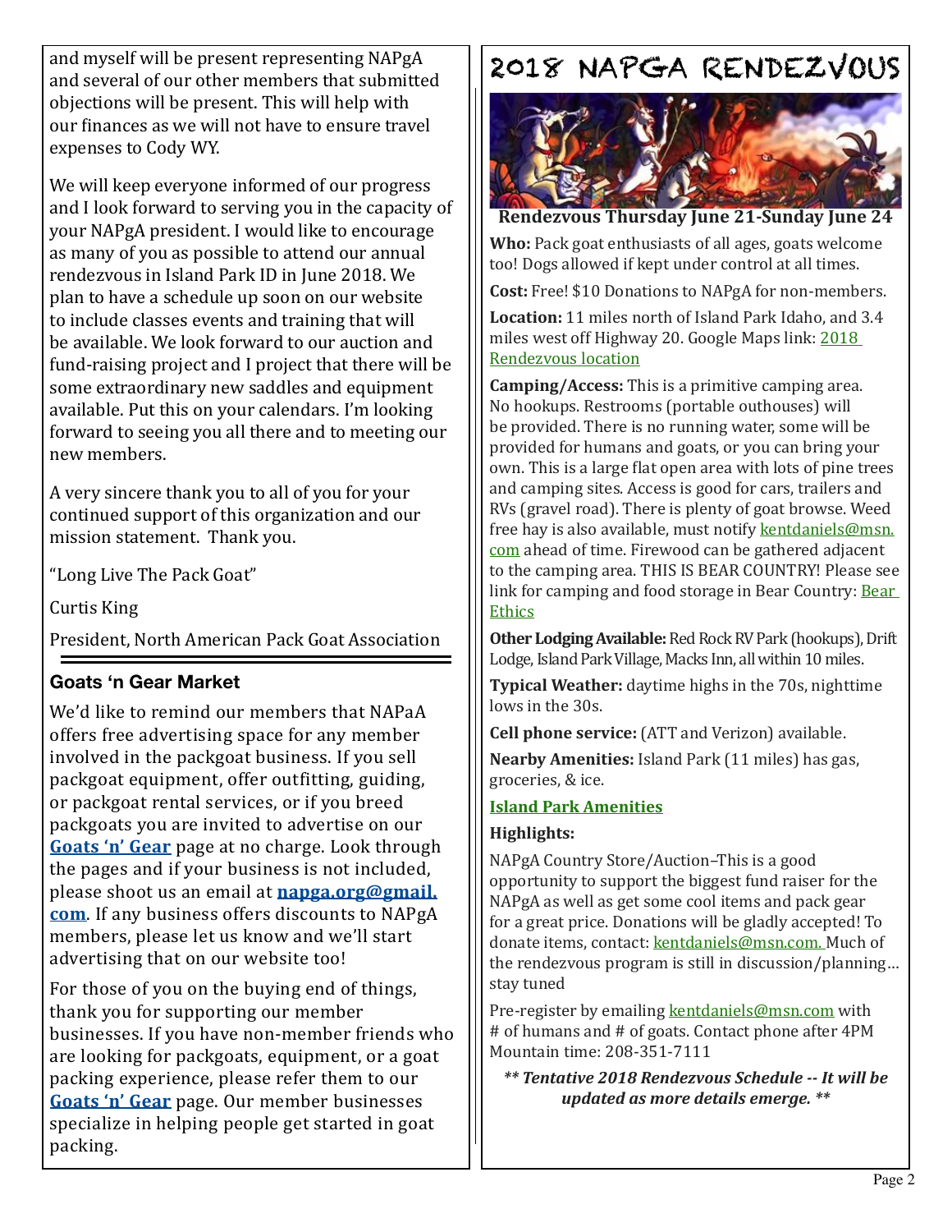and myself will be present representing NAPgA and several of our other members that submitted objections will be present. This will help with our finances as we will not have to ensure travel expenses to Cody WY.

We will keep everyone informed of our progress and I look forward to serving you in the capacity of your NAPgA president. I would like to encourage as many of you as possible to attend our annual rendezvous in Island Park ID in June 2018. We plan to have a schedule up soon on our website to include classes events and training that will be available. We look forward to our auction and fund-raising project and I project that there will be some extraordinary new saddles and equipment available. Put this on your calendars. I'm looking forward to seeing you all there and to meeting our new members.

A very sincere thank you to all of you for your continued support of this organization and our mission statement. Thank you.

"Long Live The Pack Goat"

Curtis King

President, North American Pack Goat Association

## Goats 'n Gear Market

We'd like to remind our members that NAPaA offers free advertising space for any member involved in the packgoat business. If you sell packgoat equipment, offer outfitting, guiding, or packgoat rental services, or if you breed packgoats you are invited to advertise on our **Goats 'n' Gear** page at no charge. Look through the pages and if your business is not included, please shoot us an email at **napga.org@gmail.com**. If any business offers discounts to NAPgA members, please let us know and we'll start advertising that on our website too!

For those of you on the buying end of things, thank you for supporting our member businesses. If you have non-member friends who are looking for packgoats, equipment, or a goat packing experience, please refer them to our **Goats 'n' Gear** page. Our member businesses specialize in helping people get started in goat packing.

# 2018 NAPGA RENDEZVOUS

**Rendezvous Thursday June 21-Sunday June 24**

**Who:** Pack goat enthusiasts of all ages, goats welcome too! Dogs allowed if kept under control at all times.

**Cost:** Free! $10 Donations to NAPgA for non-members.

**Location:** 11 miles north of Island Park Idaho, and 3.4 miles west off Highway 20. Google Maps link: 2018 Rendezvous location

**Camping/Access:** This is a primitive camping area. No hookups. Restrooms (portable outhouses) will be provided. There is no running water, some will be provided for humans and goats, or you can bring your own. This is a large flat open area with lots of pine trees and camping sites. Access is good for cars, trailers and RVs (gravel road). There is plenty of goat browse. Weed free hay is also available, must notify kentdaniels@msn.com ahead of time. Firewood can be gathered adjacent to the camping area. THIS IS BEAR COUNTRY! Please see link for camping and food storage in Bear Country: Bear Ethics

**Other Lodging Available:** Red Rock RV Park (hookups), Drift Lodge, Island Park Village, Macks Inn, all within 10 miles.

**Typical Weather:** daytime highs in the 70s, nighttime lows in the 30s.

**Cell phone service:** (ATT and Verizon) available.

**Nearby Amenities:** Island Park (11 miles) has gas, groceries, & ice.

**Island Park Amenities**

**Highlights:**

NAPgA Country Store/Auction–This is a good opportunity to support the biggest fund raiser for the NAPgA as well as get some cool items and pack gear for a great price. Donations will be gladly accepted! To donate items, contact: kentdaniels@msn.com. Much of the rendezvous program is still in discussion/planning… stay tuned

Pre-register by emailing kentdaniels@msn.com with # of humans and # of goats. Contact phone after 4PM Mountain time: 208-351-7111

***\*\* Tentative 2018 Rendezvous Schedule -- It will be updated as more details emerge. \*\****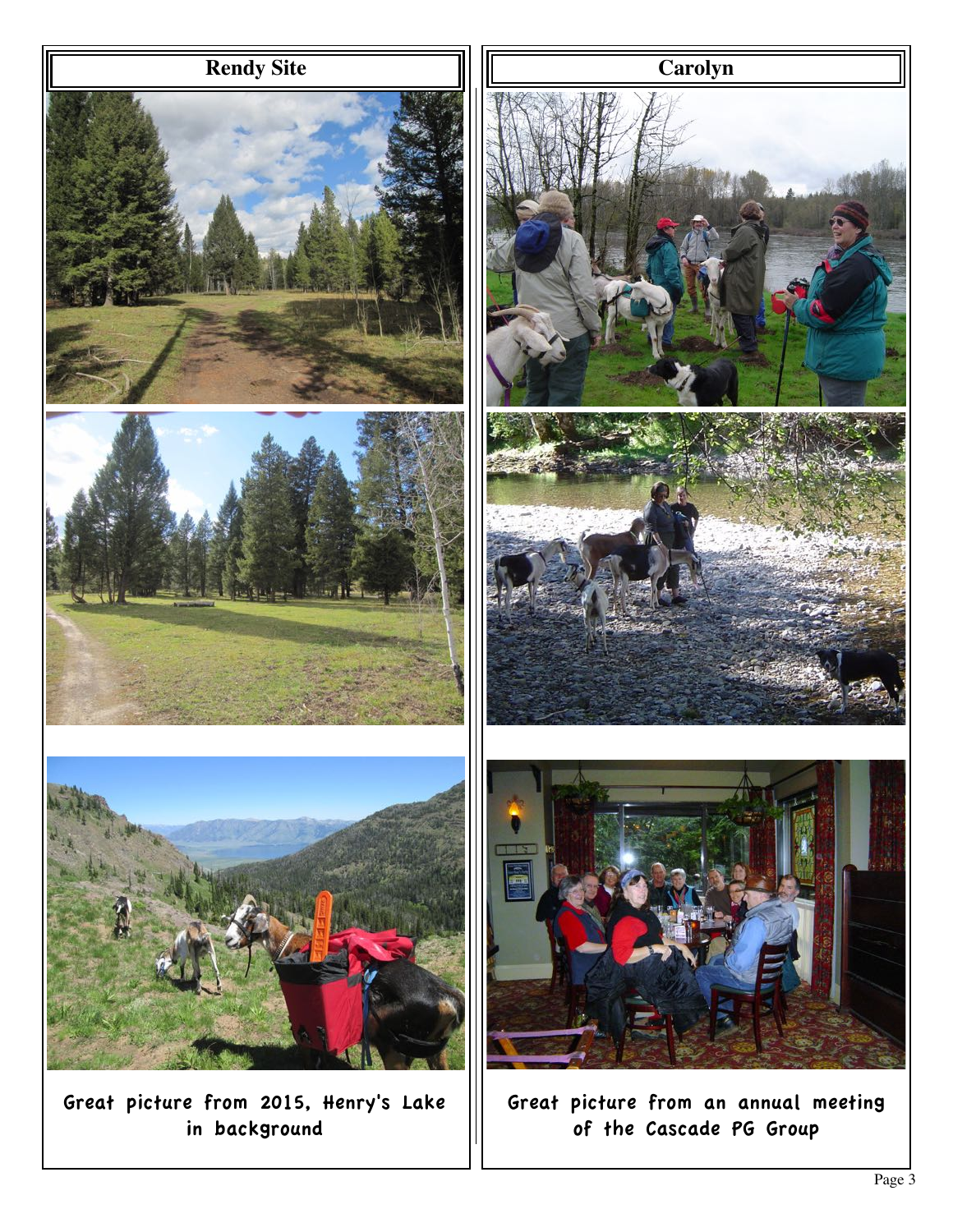## Rendy Site

Great picture from 2015, Henry's Lake in background

## Carolyn

Great picture from an annual meeting of the Cascade PG Group